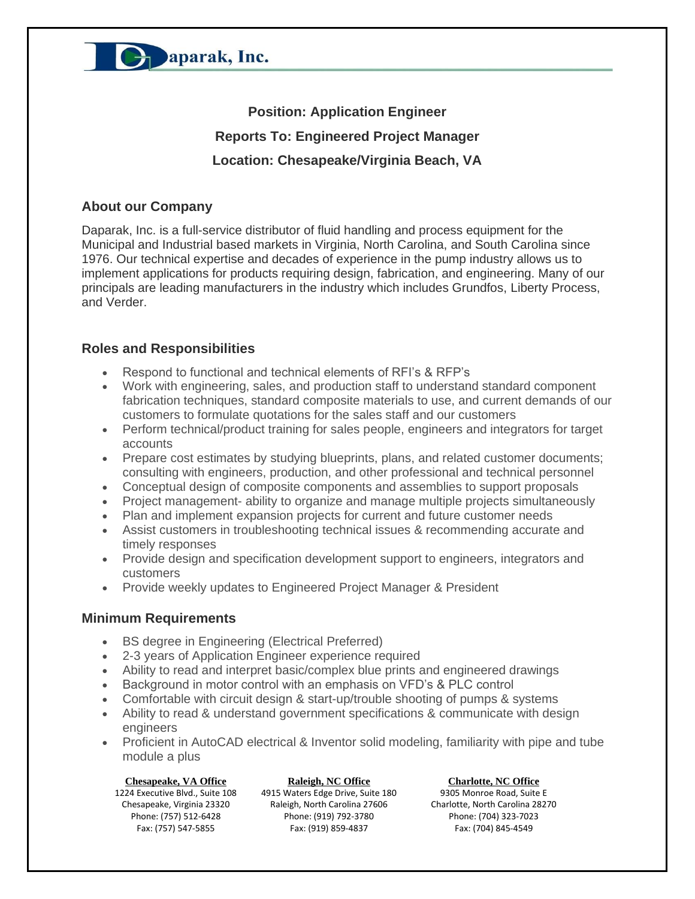# Daparak, Inc.

**Position: Application Engineer**

**Reports To: Engineered Project Manager**

**Location: Chesapeake/Virginia Beach, VA**

## About our Company

Daparak, Inc. is a full-service distributor of fluid handling and process equipment for the Municipal and Industrial based markets in Virginia, North Carolina, and South Carolina since 1976. Our technical expertise and decades of experience in the pump industry allows us to implement applications for products requiring design, fabrication, and engineering. Many of our principals are leading manufacturers in the industry which includes Grundfos, Liberty Process, and Verder.

## Roles and Responsibilities

- Respond to functional and technical elements of RFI's & RFP's
- Work with engineering, sales, and production staff to understand standard component fabrication techniques, standard composite materials to use, and current demands of our customers to formulate quotations for the sales staff and our customers
- Perform technical/product training for sales people, engineers and integrators for target accounts
- Prepare cost estimates by studying blueprints, plans, and related customer documents; consulting with engineers, production, and other professional and technical personnel
- Conceptual design of composite components and assemblies to support proposals
- Project management- ability to organize and manage multiple projects simultaneously
- Plan and implement expansion projects for current and future customer needs
- Assist customers in troubleshooting technical issues & recommending accurate and timely responses
- Provide design and specification development support to engineers, integrators and customers
- Provide weekly updates to Engineered Project Manager & President

## Minimum Requirements

- BS degree in Engineering (Electrical Preferred)
- 2-3 years of Application Engineer experience required
- Ability to read and interpret basic/complex blue prints and engineered drawings
- Background in motor control with an emphasis on VFD's & PLC control
- Comfortable with circuit design & start-up/trouble shooting of pumps & systems
- Ability to read & understand government specifications & communicate with design engineers
- Proficient in AutoCAD electrical & Inventor solid modeling, familiarity with pipe and tube module a plus

**Chesapeake, VA Office**
1224 Executive Blvd., Suite 108
Chesapeake, Virginia 23320
Phone: (757) 512-6428
Fax: (757) 547-5855

**Raleigh, NC Office**
4915 Waters Edge Drive, Suite 180
Raleigh, North Carolina 27606
Phone: (919) 792-3780
Fax: (919) 859-4837

**Charlotte, NC Office**
9305 Monroe Road, Suite E
Charlotte, North Carolina 28270
Phone: (704) 323-7023
Fax: (704) 845-4549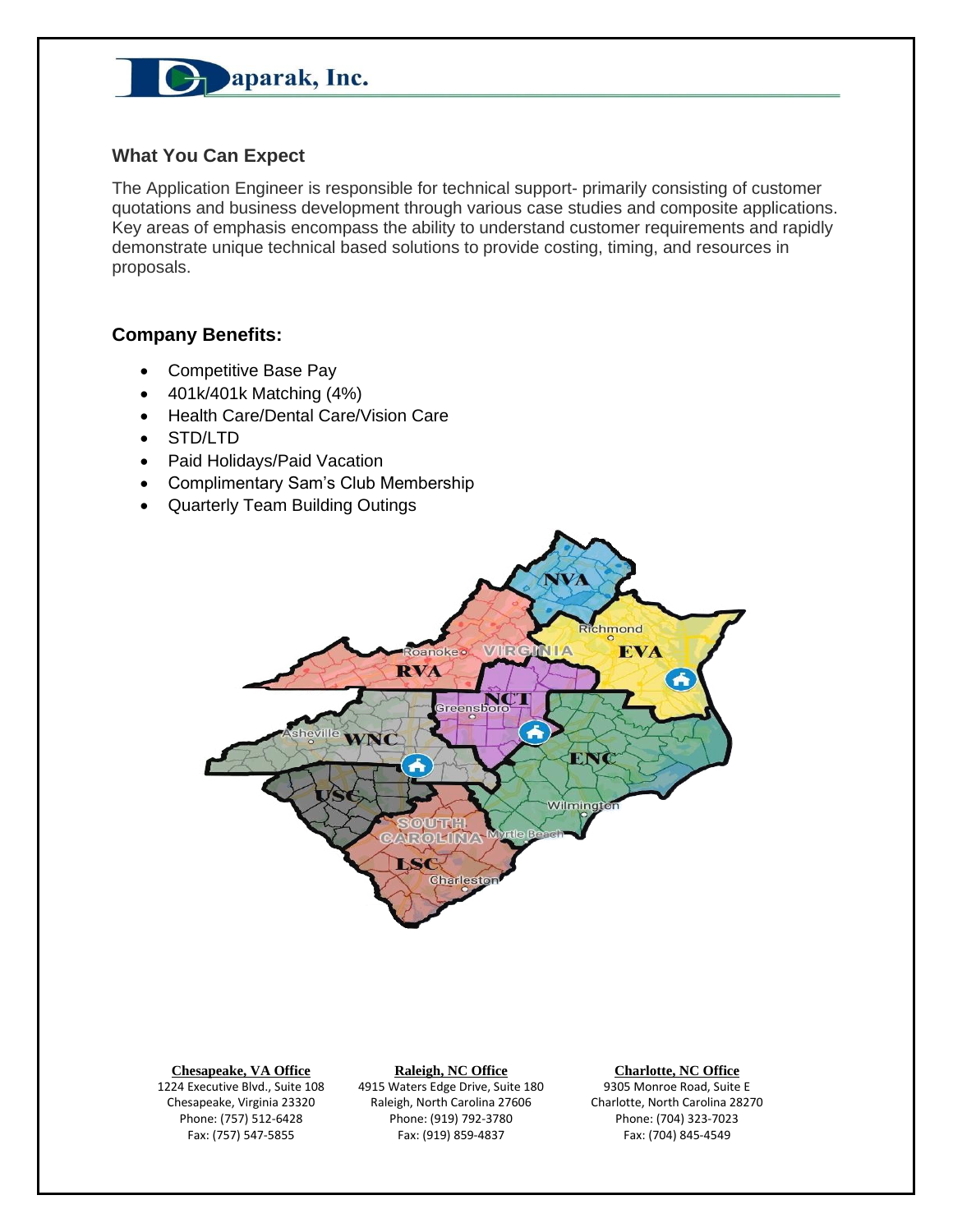## What You Can Expect

The Application Engineer is responsible for technical support- primarily consisting of customer quotations and business development through various case studies and composite applications. Key areas of emphasis encompass the ability to understand customer requirements and rapidly demonstrate unique technical based solutions to provide costing, timing, and resources in proposals.

## Company Benefits:

- Competitive Base Pay
- 401k/401k Matching (4%)
- Health Care/Dental Care/Vision Care
- STD/LTD
- Paid Holidays/Paid Vacation
- Complimentary Sam's Club Membership
- Quarterly Team Building Outings

NVA
Richmond
Roanoke
VIRGINIA
EVA
RVA
NCT
Greensboro
Asheville
WNC
ENC
USC
Wilmington
SOUTH CAROLINA
Myrtle Beach
LSC
Charleston

**Chesapeake, VA Office**
1224 Executive Blvd., Suite 108
Chesapeake, Virginia 23320
Phone: (757) 512-6428
Fax: (757) 547-5855

**Raleigh, NC Office**
4915 Waters Edge Drive, Suite 180
Raleigh, North Carolina 27606
Phone: (919) 792-3780
Fax: (919) 859-4837

**Charlotte, NC Office**
9305 Monroe Road, Suite E
Charlotte, North Carolina 28270
Phone: (704) 323-7023
Fax: (704) 845-4549